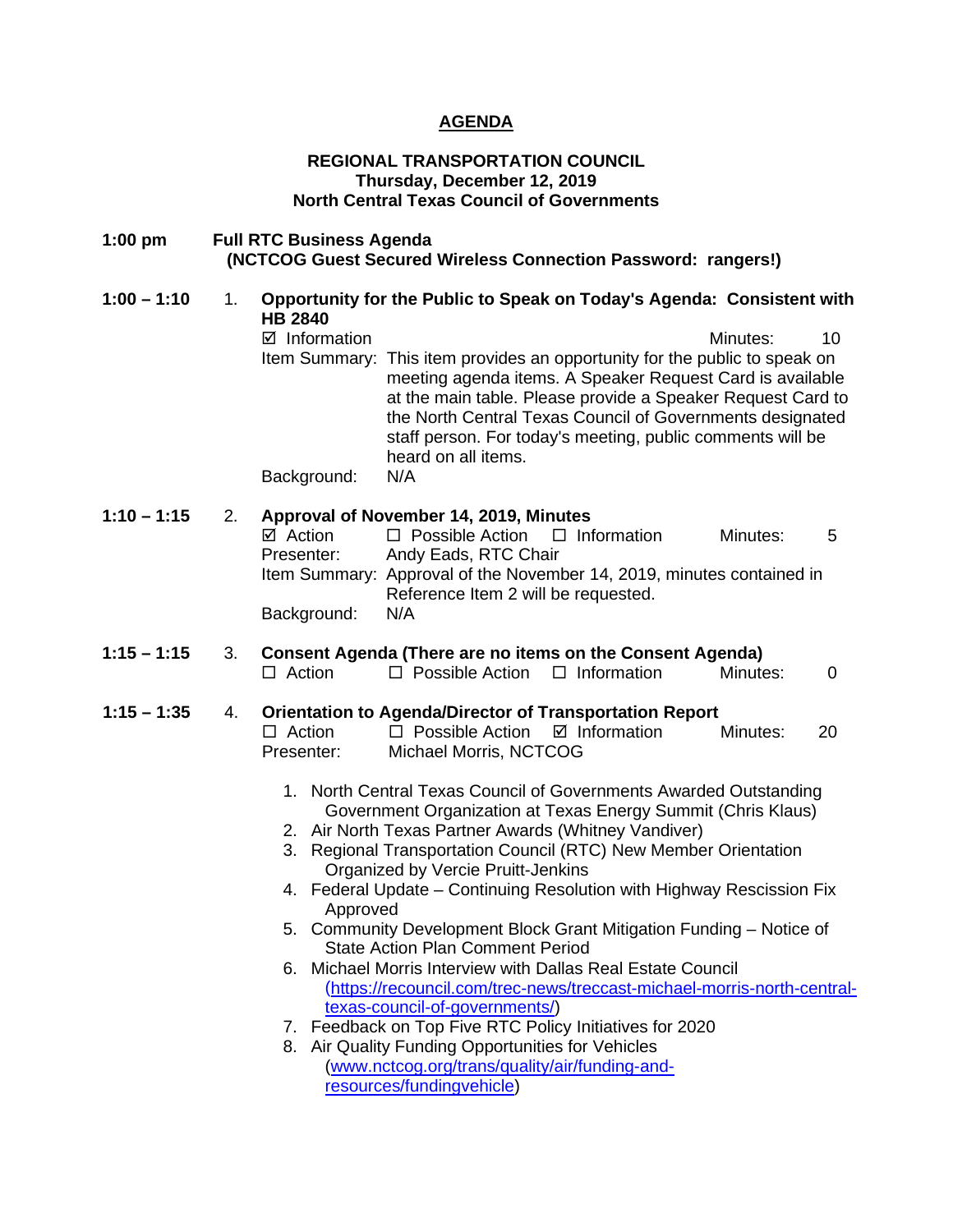# AGENDA

**REGIONAL TRANSPORTATION COUNCIL**
**Thursday, December 12, 2019**
**North Central Texas Council of Governments**

**1:00 pm** **Full RTC Business Agenda**
**(NCTCOG Guest Secured Wireless Connection Password: rangers!)**

**1:00 – 1:10** 1. **Opportunity for the Public to Speak on Today's Agenda: Consistent with HB 2840**

☑ Information Minutes: 10

Item Summary: This item provides an opportunity for the public to speak on meeting agenda items. A Speaker Request Card is available at the main table. Please provide a Speaker Request Card to the North Central Texas Council of Governments designated staff person. For today's meeting, public comments will be heard on all items.

Background: N/A

**1:10 – 1:15** 2. **Approval of November 14, 2019, Minutes**

☑ Action ☐ Possible Action ☐ Information Minutes: 5

Presenter: Andy Eads, RTC Chair

Item Summary: Approval of the November 14, 2019, minutes contained in Reference Item 2 will be requested.

Background: N/A

**1:15 – 1:15** 3. **Consent Agenda (There are no items on the Consent Agenda)**

☐ Action ☐ Possible Action ☐ Information Minutes: 0

**1:15 – 1:35** 4. **Orientation to Agenda/Director of Transportation Report**

☐ Action ☐ Possible Action ☑ Information Minutes: 20

Presenter: Michael Morris, NCTCOG

1. North Central Texas Council of Governments Awarded Outstanding Government Organization at Texas Energy Summit (Chris Klaus)
2. Air North Texas Partner Awards (Whitney Vandiver)
3. Regional Transportation Council (RTC) New Member Orientation Organized by Vercie Pruitt-Jenkins
4. Federal Update – Continuing Resolution with Highway Rescission Fix Approved
5. Community Development Block Grant Mitigation Funding – Notice of State Action Plan Comment Period
6. Michael Morris Interview with Dallas Real Estate Council (https://recouncil.com/trec-news/treccast-michael-morris-north-central-texas-council-of-governments/)
7. Feedback on Top Five RTC Policy Initiatives for 2020
8. Air Quality Funding Opportunities for Vehicles (www.nctcog.org/trans/quality/air/funding-and-resources/fundingvehicle)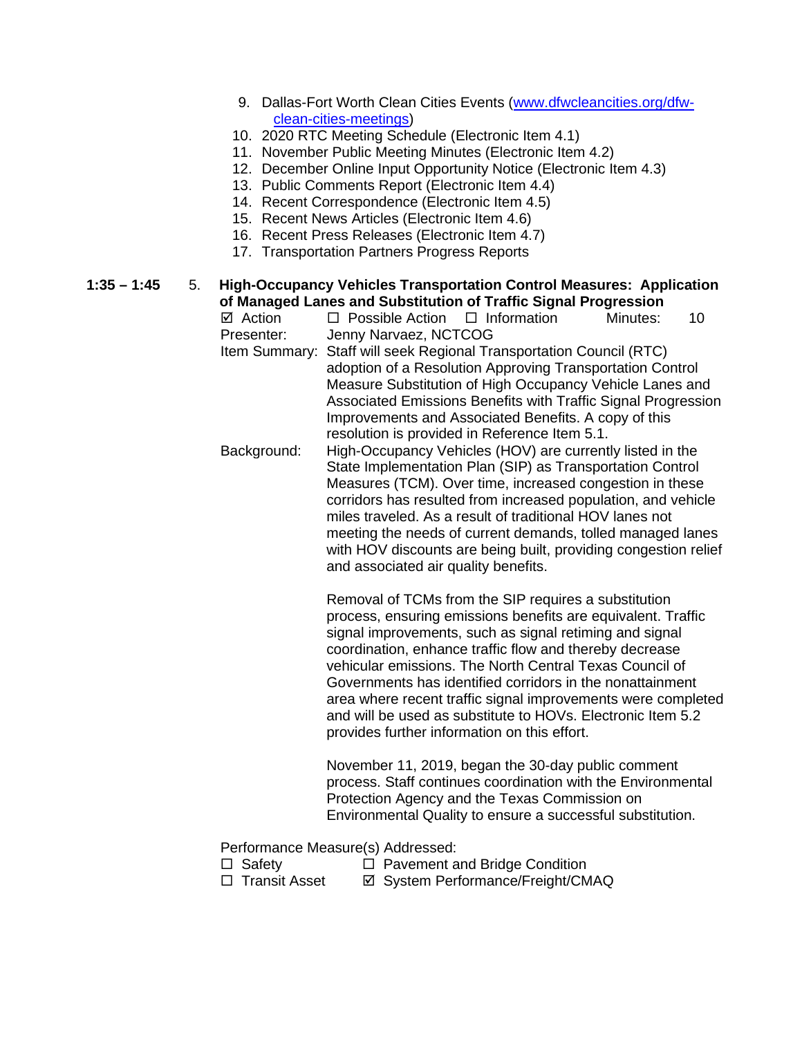9. Dallas-Fort Worth Clean Cities Events ([www.dfwcleancities.org/dfw-clean-cities-meetings](www.dfwcleancities.org/dfw-clean-cities-meetings))
10. 2020 RTC Meeting Schedule (Electronic Item 4.1)
11. November Public Meeting Minutes (Electronic Item 4.2)
12. December Online Input Opportunity Notice (Electronic Item 4.3)
13. Public Comments Report (Electronic Item 4.4)
14. Recent Correspondence (Electronic Item 4.5)
15. Recent News Articles (Electronic Item 4.6)
16. Recent Press Releases (Electronic Item 4.7)
17. Transportation Partners Progress Reports

**1:35 – 1:45** 5. **High-Occupancy Vehicles Transportation Control Measures: Application of Managed Lanes and Substitution of Traffic Signal Progression**

☑ Action ☐ Possible Action ☐ Information Minutes: 10

Presenter: Jenny Narvaez, NCTCOG

Item Summary: Staff will seek Regional Transportation Council (RTC) adoption of a Resolution Approving Transportation Control Measure Substitution of High Occupancy Vehicle Lanes and Associated Emissions Benefits with Traffic Signal Progression Improvements and Associated Benefits. A copy of this resolution is provided in Reference Item 5.1.

Background: High-Occupancy Vehicles (HOV) are currently listed in the State Implementation Plan (SIP) as Transportation Control Measures (TCM). Over time, increased congestion in these corridors has resulted from increased population, and vehicle miles traveled. As a result of traditional HOV lanes not meeting the needs of current demands, tolled managed lanes with HOV discounts are being built, providing congestion relief and associated air quality benefits.

Removal of TCMs from the SIP requires a substitution process, ensuring emissions benefits are equivalent. Traffic signal improvements, such as signal retiming and signal coordination, enhance traffic flow and thereby decrease vehicular emissions. The North Central Texas Council of Governments has identified corridors in the nonattainment area where recent traffic signal improvements were completed and will be used as substitute to HOVs. Electronic Item 5.2 provides further information on this effort.

November 11, 2019, began the 30-day public comment process. Staff continues coordination with the Environmental Protection Agency and the Texas Commission on Environmental Quality to ensure a successful substitution.

Performance Measure(s) Addressed:

☐ Safety ☐ Pavement and Bridge Condition
☐ Transit Asset ☑ System Performance/Freight/CMAQ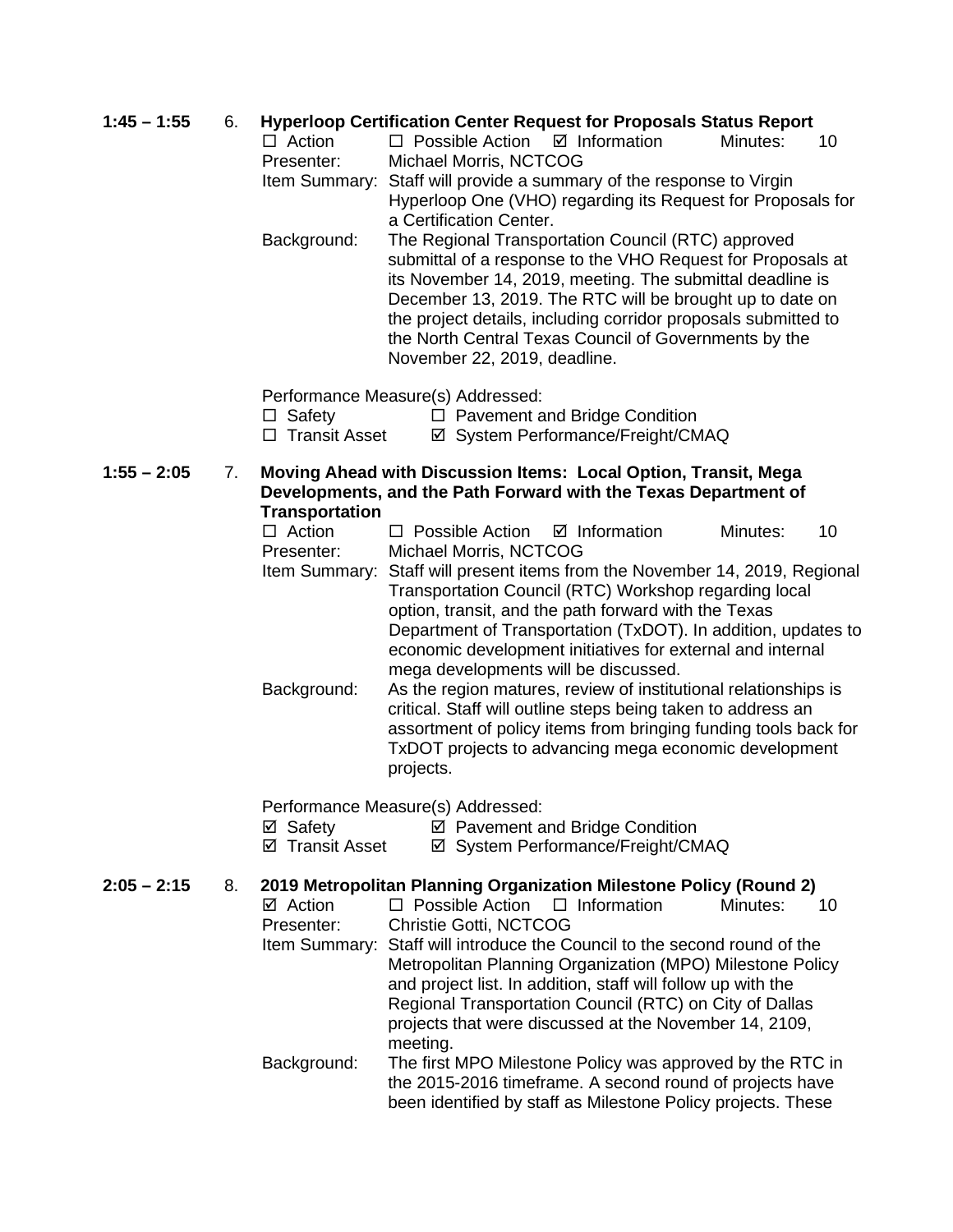**1:45 – 1:55** 6. **Hyperloop Certification Center Request for Proposals Status Report**

☐ Action ☐ Possible Action ☑ Information Minutes: 10

Presenter: Michael Morris, NCTCOG

Item Summary: Staff will provide a summary of the response to Virgin Hyperloop One (VHO) regarding its Request for Proposals for a Certification Center.

Background: The Regional Transportation Council (RTC) approved submittal of a response to the VHO Request for Proposals at its November 14, 2019, meeting. The submittal deadline is December 13, 2019. The RTC will be brought up to date on the project details, including corridor proposals submitted to the North Central Texas Council of Governments by the November 22, 2019, deadline.

Performance Measure(s) Addressed:

☐ Safety ☐ Pavement and Bridge Condition
☐ Transit Asset ☑ System Performance/Freight/CMAQ

**1:55 – 2:05** 7. **Moving Ahead with Discussion Items: Local Option, Transit, Mega Developments, and the Path Forward with the Texas Department of Transportation**

☐ Action ☐ Possible Action ☑ Information Minutes: 10

Presenter: Michael Morris, NCTCOG

Item Summary: Staff will present items from the November 14, 2019, Regional Transportation Council (RTC) Workshop regarding local option, transit, and the path forward with the Texas Department of Transportation (TxDOT). In addition, updates to economic development initiatives for external and internal mega developments will be discussed.

Background: As the region matures, review of institutional relationships is critical. Staff will outline steps being taken to address an assortment of policy items from bringing funding tools back for TxDOT projects to advancing mega economic development projects.

Performance Measure(s) Addressed:

☑ Safety ☑ Pavement and Bridge Condition
☑ Transit Asset ☑ System Performance/Freight/CMAQ

**2:05 – 2:15** 8. **2019 Metropolitan Planning Organization Milestone Policy (Round 2)**

☑ Action ☐ Possible Action ☐ Information Minutes: 10

Presenter: Christie Gotti, NCTCOG

Item Summary: Staff will introduce the Council to the second round of the Metropolitan Planning Organization (MPO) Milestone Policy and project list. In addition, staff will follow up with the Regional Transportation Council (RTC) on City of Dallas projects that were discussed at the November 14, 2109, meeting.

Background: The first MPO Milestone Policy was approved by the RTC in the 2015-2016 timeframe. A second round of projects have been identified by staff as Milestone Policy projects. These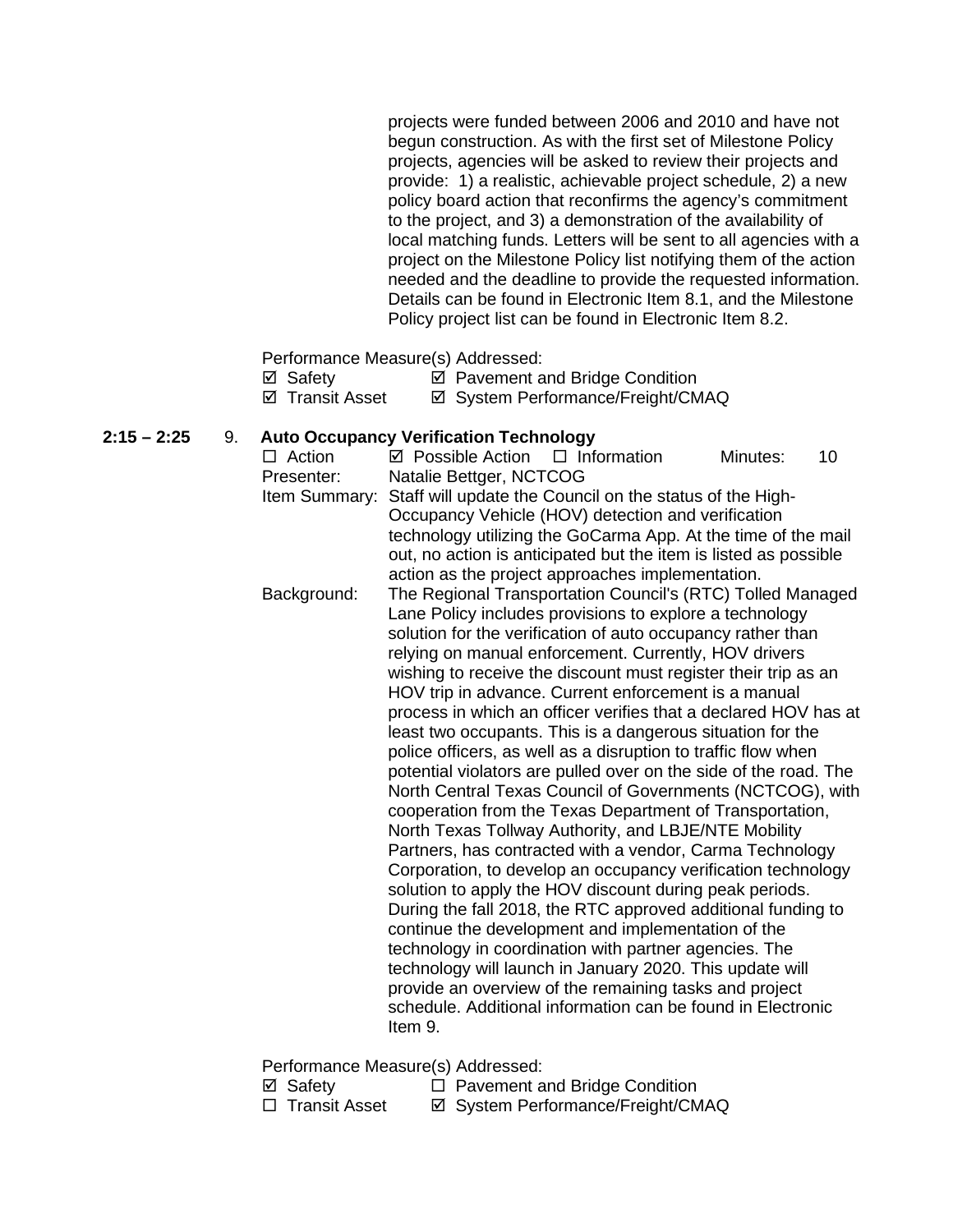projects were funded between 2006 and 2010 and have not begun construction. As with the first set of Milestone Policy projects, agencies will be asked to review their projects and provide: 1) a realistic, achievable project schedule, 2) a new policy board action that reconfirms the agency's commitment to the project, and 3) a demonstration of the availability of local matching funds. Letters will be sent to all agencies with a project on the Milestone Policy list notifying them of the action needed and the deadline to provide the requested information. Details can be found in Electronic Item 8.1, and the Milestone Policy project list can be found in Electronic Item 8.2.

Performance Measure(s) Addressed:

☑ Safety ☑ Pavement and Bridge Condition
☑ Transit Asset ☑ System Performance/Freight/CMAQ

**2:15 – 2:25** 9. **Auto Occupancy Verification Technology**

☐ Action ☑ Possible Action ☐ Information Minutes: 10

Presenter: Natalie Bettger, NCTCOG

Item Summary: Staff will update the Council on the status of the High-Occupancy Vehicle (HOV) detection and verification technology utilizing the GoCarma App. At the time of the mail out, no action is anticipated but the item is listed as possible action as the project approaches implementation.

Background: The Regional Transportation Council's (RTC) Tolled Managed Lane Policy includes provisions to explore a technology solution for the verification of auto occupancy rather than relying on manual enforcement. Currently, HOV drivers wishing to receive the discount must register their trip as an HOV trip in advance. Current enforcement is a manual process in which an officer verifies that a declared HOV has at least two occupants. This is a dangerous situation for the police officers, as well as a disruption to traffic flow when potential violators are pulled over on the side of the road. The North Central Texas Council of Governments (NCTCOG), with cooperation from the Texas Department of Transportation, North Texas Tollway Authority, and LBJE/NTE Mobility Partners, has contracted with a vendor, Carma Technology Corporation, to develop an occupancy verification technology solution to apply the HOV discount during peak periods. During the fall 2018, the RTC approved additional funding to continue the development and implementation of the technology in coordination with partner agencies. The technology will launch in January 2020. This update will provide an overview of the remaining tasks and project schedule. Additional information can be found in Electronic Item 9.

Performance Measure(s) Addressed:

☑ Safety ☐ Pavement and Bridge Condition
☐ Transit Asset ☑ System Performance/Freight/CMAQ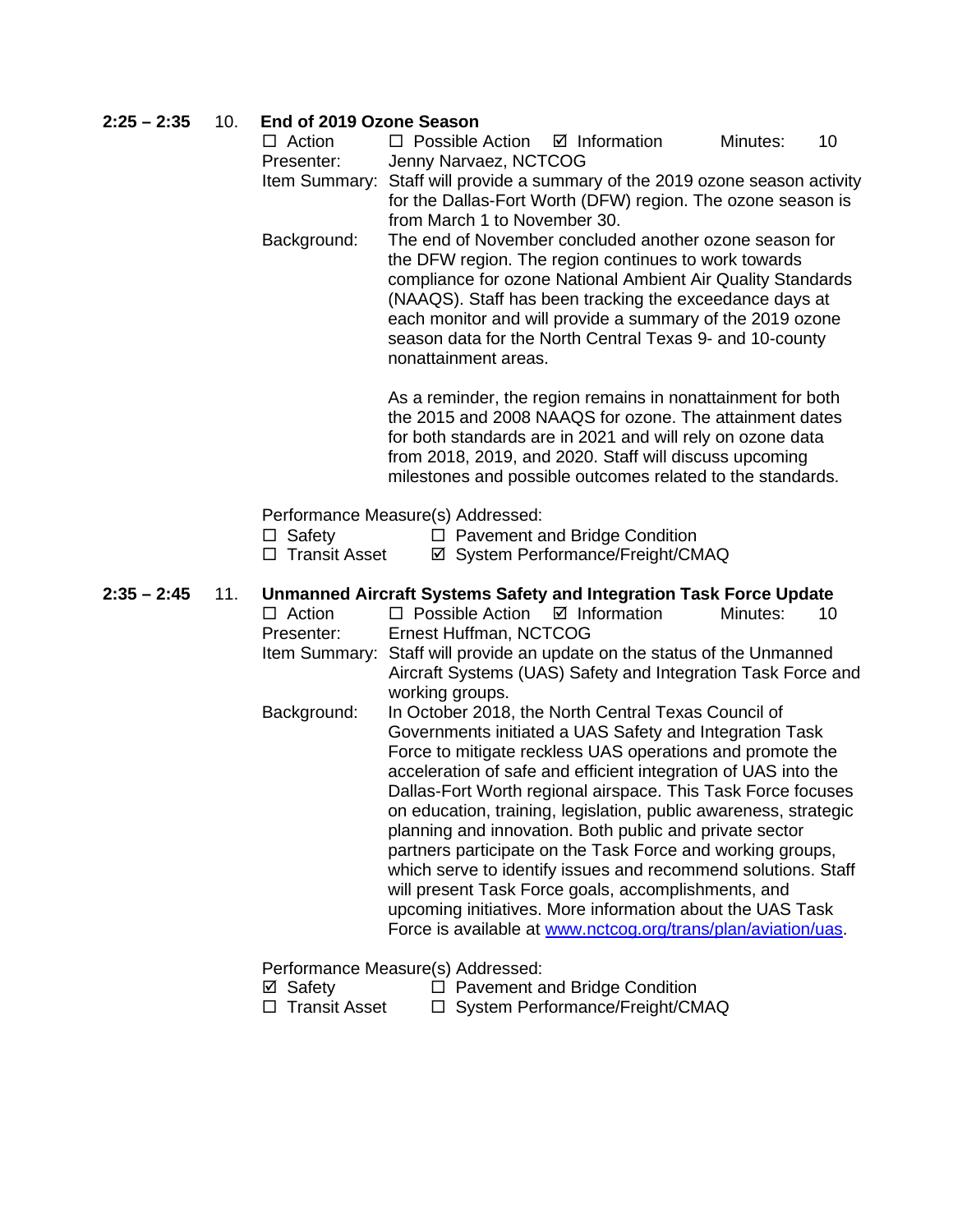**2:25 – 2:35** 10. **End of 2019 Ozone Season**

☐ Action ☐ Possible Action ☑ Information Minutes: 10

Presenter: Jenny Narvaez, NCTCOG

Item Summary: Staff will provide a summary of the 2019 ozone season activity for the Dallas-Fort Worth (DFW) region. The ozone season is from March 1 to November 30.

Background: The end of November concluded another ozone season for the DFW region. The region continues to work towards compliance for ozone National Ambient Air Quality Standards (NAAQS). Staff has been tracking the exceedance days at each monitor and will provide a summary of the 2019 ozone season data for the North Central Texas 9- and 10-county nonattainment areas.

As a reminder, the region remains in nonattainment for both the 2015 and 2008 NAAQS for ozone. The attainment dates for both standards are in 2021 and will rely on ozone data from 2018, 2019, and 2020. Staff will discuss upcoming milestones and possible outcomes related to the standards.

Performance Measure(s) Addressed:

☐ Safety ☐ Pavement and Bridge Condition
☐ Transit Asset ☑ System Performance/Freight/CMAQ

**2:35 – 2:45** 11. **Unmanned Aircraft Systems Safety and Integration Task Force Update**

☐ Action ☐ Possible Action ☑ Information Minutes: 10

Presenter: Ernest Huffman, NCTCOG

Item Summary: Staff will provide an update on the status of the Unmanned Aircraft Systems (UAS) Safety and Integration Task Force and working groups.

Background: In October 2018, the North Central Texas Council of Governments initiated a UAS Safety and Integration Task Force to mitigate reckless UAS operations and promote the acceleration of safe and efficient integration of UAS into the Dallas-Fort Worth regional airspace. This Task Force focuses on education, training, legislation, public awareness, strategic planning and innovation. Both public and private sector partners participate on the Task Force and working groups, which serve to identify issues and recommend solutions. Staff will present Task Force goals, accomplishments, and upcoming initiatives. More information about the UAS Task Force is available at www.nctcog.org/trans/plan/aviation/uas.

Performance Measure(s) Addressed:

☑ Safety ☐ Pavement and Bridge Condition
☐ Transit Asset ☐ System Performance/Freight/CMAQ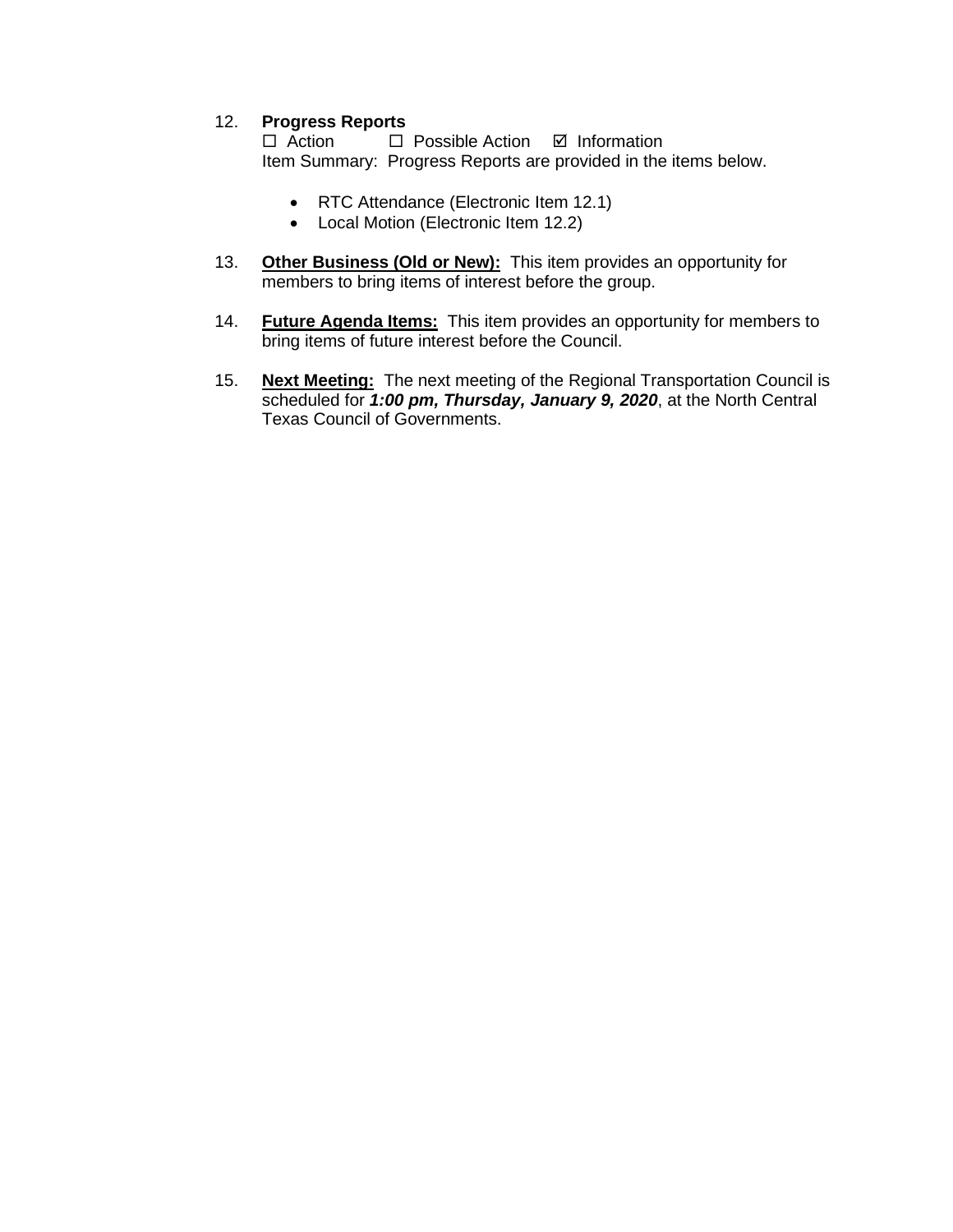12. **Progress Reports**
   ☐ Action ☐ Possible Action ☑ Information
   Item Summary: Progress Reports are provided in the items below.

   - RTC Attendance (Electronic Item 12.1)
   - Local Motion (Electronic Item 12.2)

13. **Other Business (Old or New):** This item provides an opportunity for members to bring items of interest before the group.

14. **Future Agenda Items:** This item provides an opportunity for members to bring items of future interest before the Council.

15. **Next Meeting:** The next meeting of the Regional Transportation Council is scheduled for ***1:00 pm, Thursday, January 9, 2020***, at the North Central Texas Council of Governments.